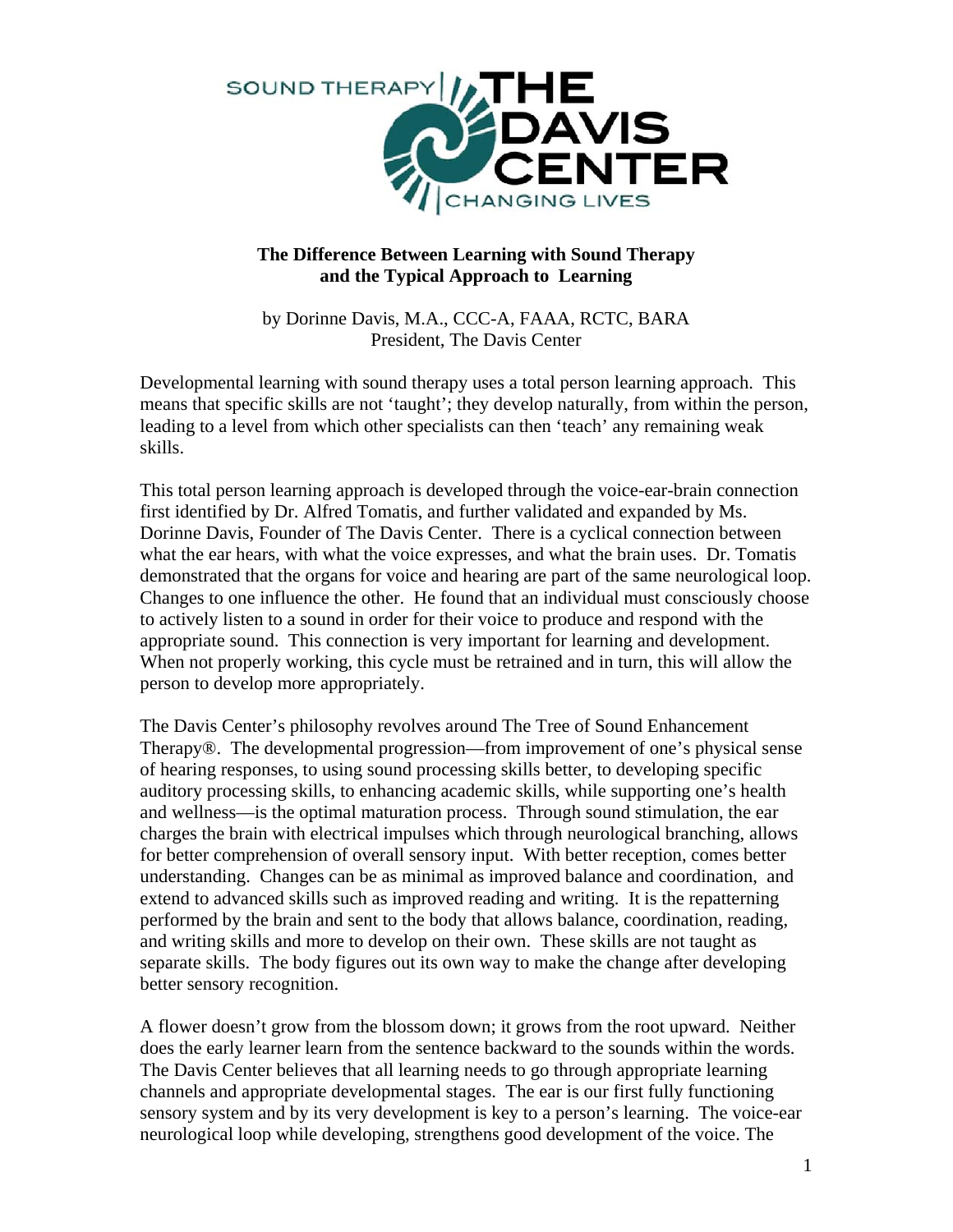# The Difference Between Learning with Sound Therapy and the Typical Approach to Learning

by Dorinne Davis, M.A., CCC-A, FAAA, RCTC, BARA
President, The Davis Center

Developmental learning with sound therapy uses a total person learning approach. This means that specific skills are not 'taught'; they develop naturally, from within the person, leading to a level from which other specialists can then 'teach' any remaining weak skills.

This total person learning approach is developed through the voice-ear-brain connection first identified by Dr. Alfred Tomatis, and further validated and expanded by Ms. Dorinne Davis, Founder of The Davis Center. There is a cyclical connection between what the ear hears, with what the voice expresses, and what the brain uses. Dr. Tomatis demonstrated that the organs for voice and hearing are part of the same neurological loop. Changes to one influence the other. He found that an individual must consciously choose to actively listen to a sound in order for their voice to produce and respond with the appropriate sound. This connection is very important for learning and development. When not properly working, this cycle must be retrained and in turn, this will allow the person to develop more appropriately.

The Davis Center's philosophy revolves around The Tree of Sound Enhancement Therapy®. The developmental progression—from improvement of one's physical sense of hearing responses, to using sound processing skills better, to developing specific auditory processing skills, to enhancing academic skills, while supporting one's health and wellness—is the optimal maturation process. Through sound stimulation, the ear charges the brain with electrical impulses which through neurological branching, allows for better comprehension of overall sensory input. With better reception, comes better understanding. Changes can be as minimal as improved balance and coordination, and extend to advanced skills such as improved reading and writing. It is the repatterning performed by the brain and sent to the body that allows balance, coordination, reading, and writing skills and more to develop on their own. These skills are not taught as separate skills. The body figures out its own way to make the change after developing better sensory recognition.

A flower doesn't grow from the blossom down; it grows from the root upward. Neither does the early learner learn from the sentence backward to the sounds within the words. The Davis Center believes that all learning needs to go through appropriate learning channels and appropriate developmental stages. The ear is our first fully functioning sensory system and by its very development is key to a person's learning. The voice-ear neurological loop while developing, strengthens good development of the voice. The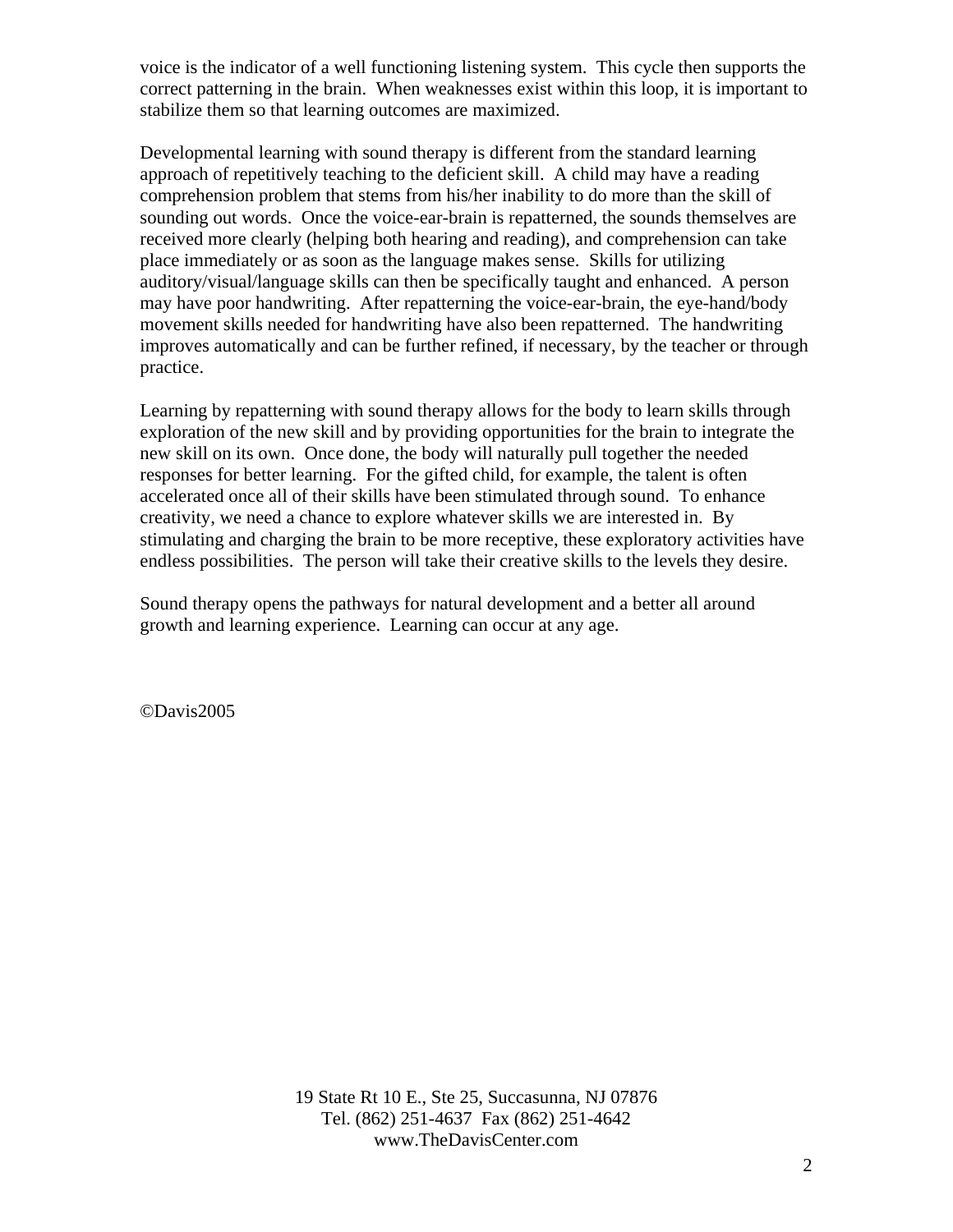voice is the indicator of a well functioning listening system. This cycle then supports the correct patterning in the brain. When weaknesses exist within this loop, it is important to stabilize them so that learning outcomes are maximized.

Developmental learning with sound therapy is different from the standard learning approach of repetitively teaching to the deficient skill. A child may have a reading comprehension problem that stems from his/her inability to do more than the skill of sounding out words. Once the voice-ear-brain is repatterned, the sounds themselves are received more clearly (helping both hearing and reading), and comprehension can take place immediately or as soon as the language makes sense. Skills for utilizing auditory/visual/language skills can then be specifically taught and enhanced. A person may have poor handwriting. After repatterning the voice-ear-brain, the eye-hand/body movement skills needed for handwriting have also been repatterned. The handwriting improves automatically and can be further refined, if necessary, by the teacher or through practice.

Learning by repatterning with sound therapy allows for the body to learn skills through exploration of the new skill and by providing opportunities for the brain to integrate the new skill on its own. Once done, the body will naturally pull together the needed responses for better learning. For the gifted child, for example, the talent is often accelerated once all of their skills have been stimulated through sound. To enhance creativity, we need a chance to explore whatever skills we are interested in. By stimulating and charging the brain to be more receptive, these exploratory activities have endless possibilities. The person will take their creative skills to the levels they desire.

Sound therapy opens the pathways for natural development and a better all around growth and learning experience. Learning can occur at any age.

©Davis2005

19 State Rt 10 E., Ste 25, Succasunna, NJ 07876
Tel. (862) 251-4637 Fax (862) 251-4642
www.TheDavisCenter.com